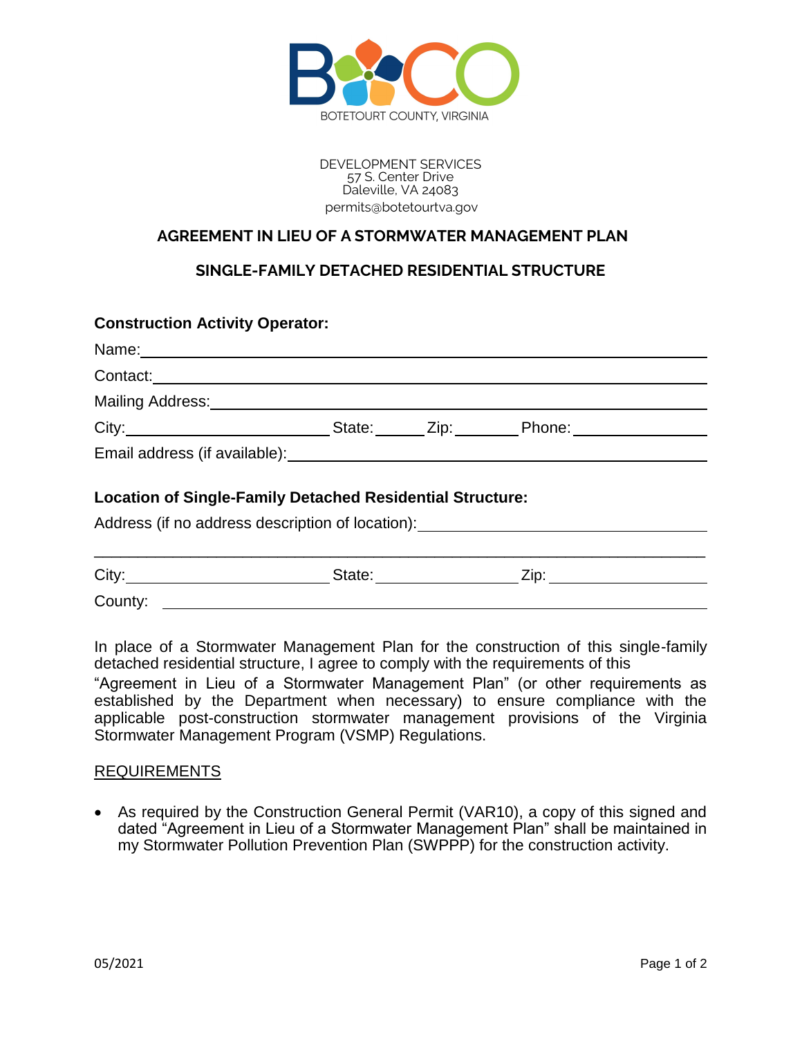BOTETOURT COUNTY, VIRGINIA

DEVELOPMENT SERVICES
57 S. Center Drive
Daleville, VA 24083
permits@botetourtva.gov

## AGREEMENT IN LIEU OF A STORMWATER MANAGEMENT PLAN

## SINGLE-FAMILY DETACHED RESIDENTIAL STRUCTURE

**Construction Activity Operator:**

Name: ____________________________________________

Contact: ____________________________________________

Mailing Address: ____________________________________________

City: ______________________ State: ______ Zip: ________ Phone: ______________

Email address (if available): ____________________________________________

**Location of Single-Family Detached Residential Structure:**

Address (if no address description of location): ______________________________

____________________________________________

City: ______________________ State: ______________ Zip: ______________

County: ____________________________________________

In place of a Stormwater Management Plan for the construction of this single-family detached residential structure, I agree to comply with the requirements of this "Agreement in Lieu of a Stormwater Management Plan" (or other requirements as established by the Department when necessary) to ensure compliance with the applicable post-construction stormwater management provisions of the Virginia Stormwater Management Program (VSMP) Regulations.

REQUIREMENTS

- As required by the Construction General Permit (VAR10), a copy of this signed and dated "Agreement in Lieu of a Stormwater Management Plan" shall be maintained in my Stormwater Pollution Prevention Plan (SWPPP) for the construction activity.

05/2021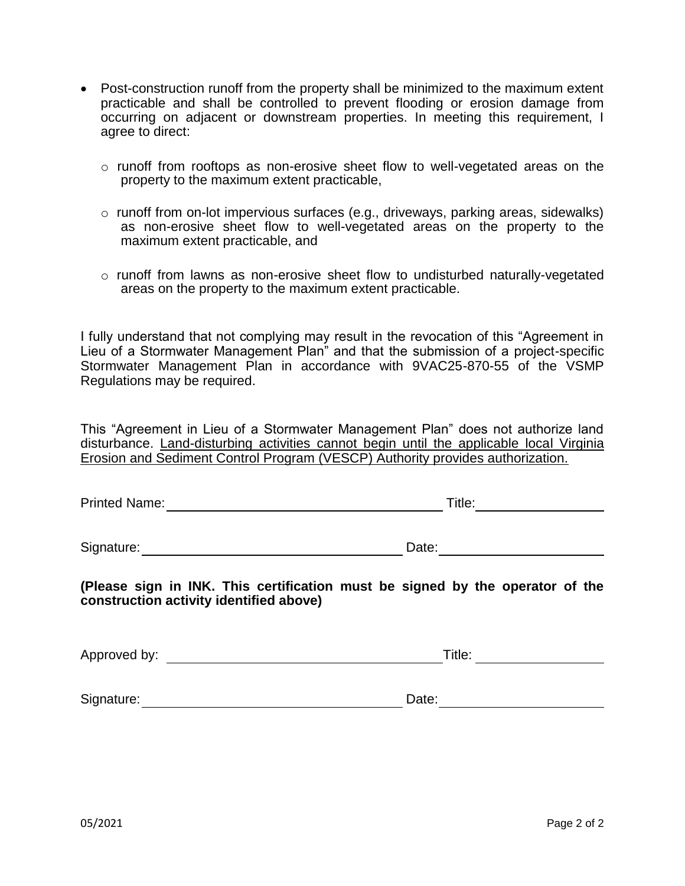- Post-construction runoff from the property shall be minimized to the maximum extent practicable and shall be controlled to prevent flooding or erosion damage from occurring on adjacent or downstream properties. In meeting this requirement, I agree to direct:
  - runoff from rooftops as non-erosive sheet flow to well-vegetated areas on the property to the maximum extent practicable,
  - runoff from on-lot impervious surfaces (e.g., driveways, parking areas, sidewalks) as non-erosive sheet flow to well-vegetated areas on the property to the maximum extent practicable, and
  - runoff from lawns as non-erosive sheet flow to undisturbed naturally-vegetated areas on the property to the maximum extent practicable.

I fully understand that not complying may result in the revocation of this "Agreement in Lieu of a Stormwater Management Plan" and that the submission of a project-specific Stormwater Management Plan in accordance with 9VAC25-870-55 of the VSMP Regulations may be required.

This "Agreement in Lieu of a Stormwater Management Plan" does not authorize land disturbance. Land-disturbing activities cannot begin until the applicable local Virginia Erosion and Sediment Control Program (VESCP) Authority provides authorization.

Printed Name: ______________________________ Title: ______________

Signature: ______________________________ Date: ______________

**(Please sign in INK. This certification must be signed by the operator of the construction activity identified above)**

Approved by: ______________________________ Title: ______________

Signature: ______________________________ Date: ______________

05/2021